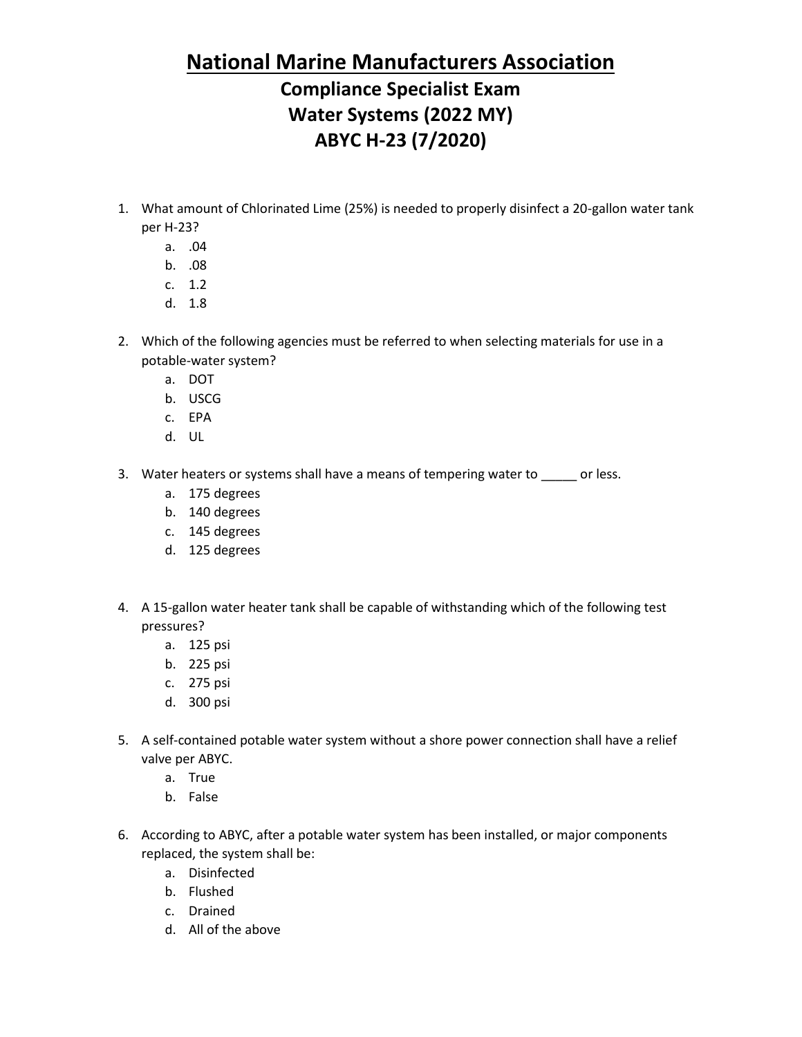# National Marine Manufacturers Association

## Compliance Specialist Exam
## Water Systems (2022 MY)
## ABYC H-23 (7/2020)

1. What amount of Chlorinated Lime (25%) is needed to properly disinfect a 20-gallon water tank per H-23?
   a. .04
   b. .08
   c. 1.2
   d. 1.8

2. Which of the following agencies must be referred to when selecting materials for use in a potable-water system?
   a. DOT
   b. USCG
   c. EPA
   d. UL

3. Water heaters or systems shall have a means of tempering water to _____ or less.
   a. 175 degrees
   b. 140 degrees
   c. 145 degrees
   d. 125 degrees

4. A 15-gallon water heater tank shall be capable of withstanding which of the following test pressures?
   a. 125 psi
   b. 225 psi
   c. 275 psi
   d. 300 psi

5. A self-contained potable water system without a shore power connection shall have a relief valve per ABYC.
   a. True
   b. False

6. According to ABYC, after a potable water system has been installed, or major components replaced, the system shall be:
   a. Disinfected
   b. Flushed
   c. Drained
   d. All of the above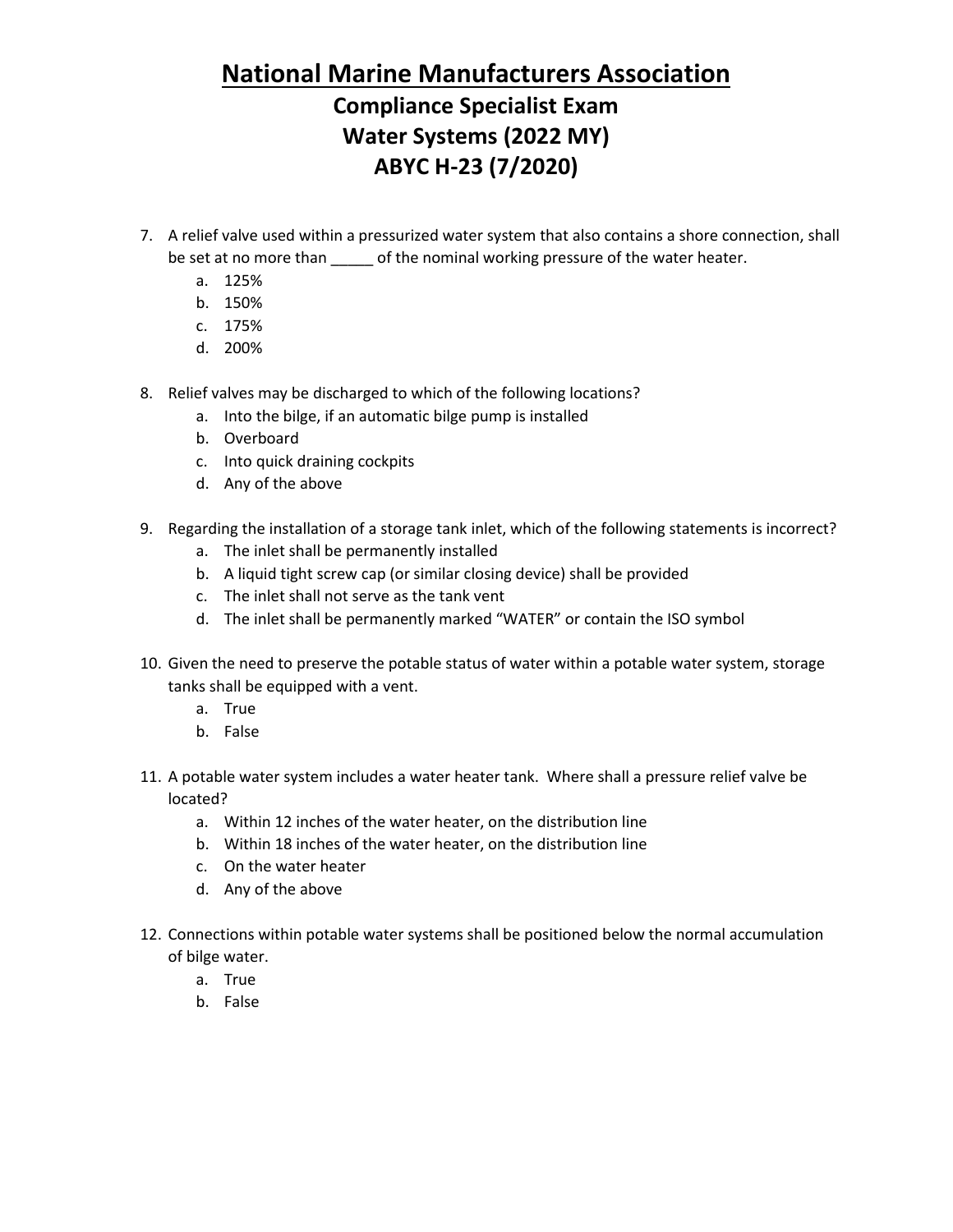# National Marine Manufacturers Association

## Compliance Specialist Exam
## Water Systems (2022 MY)
## ABYC H-23 (7/2020)

7. A relief valve used within a pressurized water system that also contains a shore connection, shall be set at no more than _____ of the nominal working pressure of the water heater.
   a. 125%
   b. 150%
   c. 175%
   d. 200%

8. Relief valves may be discharged to which of the following locations?
   a. Into the bilge, if an automatic bilge pump is installed
   b. Overboard
   c. Into quick draining cockpits
   d. Any of the above

9. Regarding the installation of a storage tank inlet, which of the following statements is incorrect?
   a. The inlet shall be permanently installed
   b. A liquid tight screw cap (or similar closing device) shall be provided
   c. The inlet shall not serve as the tank vent
   d. The inlet shall be permanently marked "WATER" or contain the ISO symbol

10. Given the need to preserve the potable status of water within a potable water system, storage tanks shall be equipped with a vent.
    a. True
    b. False

11. A potable water system includes a water heater tank. Where shall a pressure relief valve be located?
    a. Within 12 inches of the water heater, on the distribution line
    b. Within 18 inches of the water heater, on the distribution line
    c. On the water heater
    d. Any of the above

12. Connections within potable water systems shall be positioned below the normal accumulation of bilge water.
    a. True
    b. False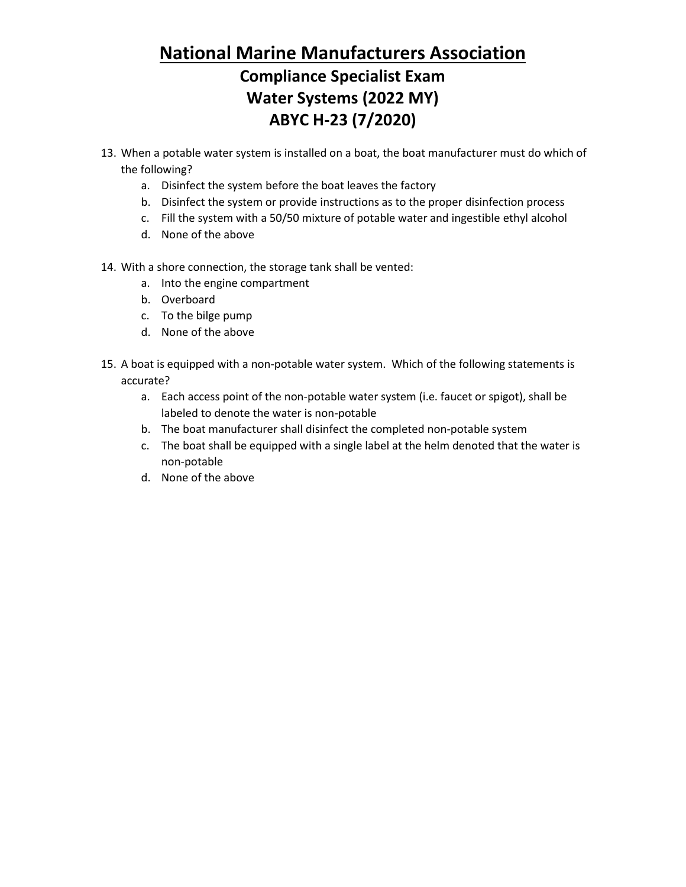# National Marine Manufacturers Association

## Compliance Specialist Exam
## Water Systems (2022 MY)
## ABYC H-23 (7/2020)

13. When a potable water system is installed on a boat, the boat manufacturer must do which of the following?
    a. Disinfect the system before the boat leaves the factory
    b. Disinfect the system or provide instructions as to the proper disinfection process
    c. Fill the system with a 50/50 mixture of potable water and ingestible ethyl alcohol
    d. None of the above

14. With a shore connection, the storage tank shall be vented:
    a. Into the engine compartment
    b. Overboard
    c. To the bilge pump
    d. None of the above

15. A boat is equipped with a non-potable water system. Which of the following statements is accurate?
    a. Each access point of the non-potable water system (i.e. faucet or spigot), shall be labeled to denote the water is non-potable
    b. The boat manufacturer shall disinfect the completed non-potable system
    c. The boat shall be equipped with a single label at the helm denoted that the water is non-potable
    d. None of the above